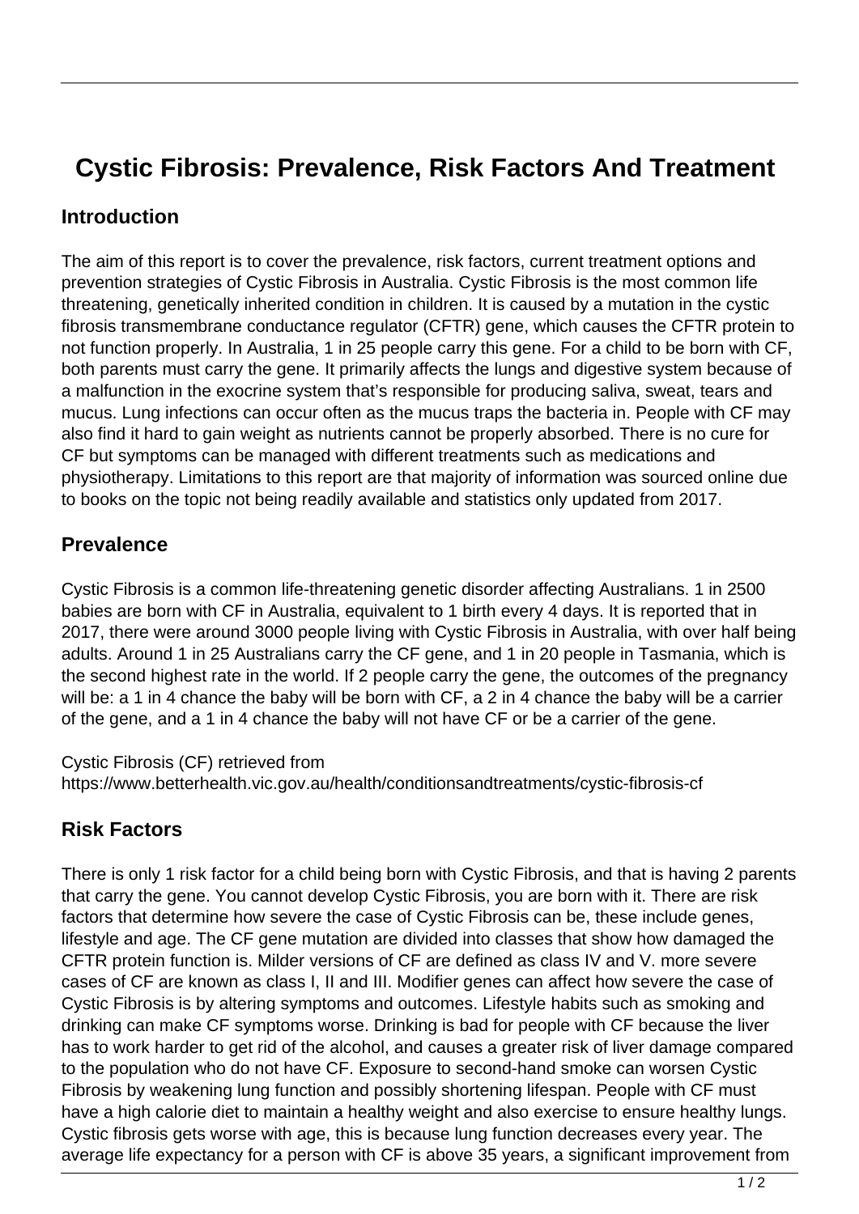# Cystic Fibrosis: Prevalence, Risk Factors And Treatment

## Introduction

The aim of this report is to cover the prevalence, risk factors, current treatment options and prevention strategies of Cystic Fibrosis in Australia. Cystic Fibrosis is the most common life threatening, genetically inherited condition in children. It is caused by a mutation in the cystic fibrosis transmembrane conductance regulator (CFTR) gene, which causes the CFTR protein to not function properly. In Australia, 1 in 25 people carry this gene. For a child to be born with CF, both parents must carry the gene. It primarily affects the lungs and digestive system because of a malfunction in the exocrine system that's responsible for producing saliva, sweat, tears and mucus. Lung infections can occur often as the mucus traps the bacteria in. People with CF may also find it hard to gain weight as nutrients cannot be properly absorbed. There is no cure for CF but symptoms can be managed with different treatments such as medications and physiotherapy. Limitations to this report are that majority of information was sourced online due to books on the topic not being readily available and statistics only updated from 2017.

## Prevalence

Cystic Fibrosis is a common life-threatening genetic disorder affecting Australians. 1 in 2500 babies are born with CF in Australia, equivalent to 1 birth every 4 days. It is reported that in 2017, there were around 3000 people living with Cystic Fibrosis in Australia, with over half being adults. Around 1 in 25 Australians carry the CF gene, and 1 in 20 people in Tasmania, which is the second highest rate in the world. If 2 people carry the gene, the outcomes of the pregnancy will be: a 1 in 4 chance the baby will be born with CF, a 2 in 4 chance the baby will be a carrier of the gene, and a 1 in 4 chance the baby will not have CF or be a carrier of the gene.

Cystic Fibrosis (CF) retrieved from
https://www.betterhealth.vic.gov.au/health/conditionsandtreatments/cystic-fibrosis-cf

## Risk Factors

There is only 1 risk factor for a child being born with Cystic Fibrosis, and that is having 2 parents that carry the gene. You cannot develop Cystic Fibrosis, you are born with it. There are risk factors that determine how severe the case of Cystic Fibrosis can be, these include genes, lifestyle and age. The CF gene mutation are divided into classes that show how damaged the CFTR protein function is. Milder versions of CF are defined as class IV and V. more severe cases of CF are known as class I, II and III. Modifier genes can affect how severe the case of Cystic Fibrosis is by altering symptoms and outcomes. Lifestyle habits such as smoking and drinking can make CF symptoms worse. Drinking is bad for people with CF because the liver has to work harder to get rid of the alcohol, and causes a greater risk of liver damage compared to the population who do not have CF. Exposure to second-hand smoke can worsen Cystic Fibrosis by weakening lung function and possibly shortening lifespan. People with CF must have a high calorie diet to maintain a healthy weight and also exercise to ensure healthy lungs. Cystic fibrosis gets worse with age, this is because lung function decreases every year. The average life expectancy for a person with CF is above 35 years, a significant improvement from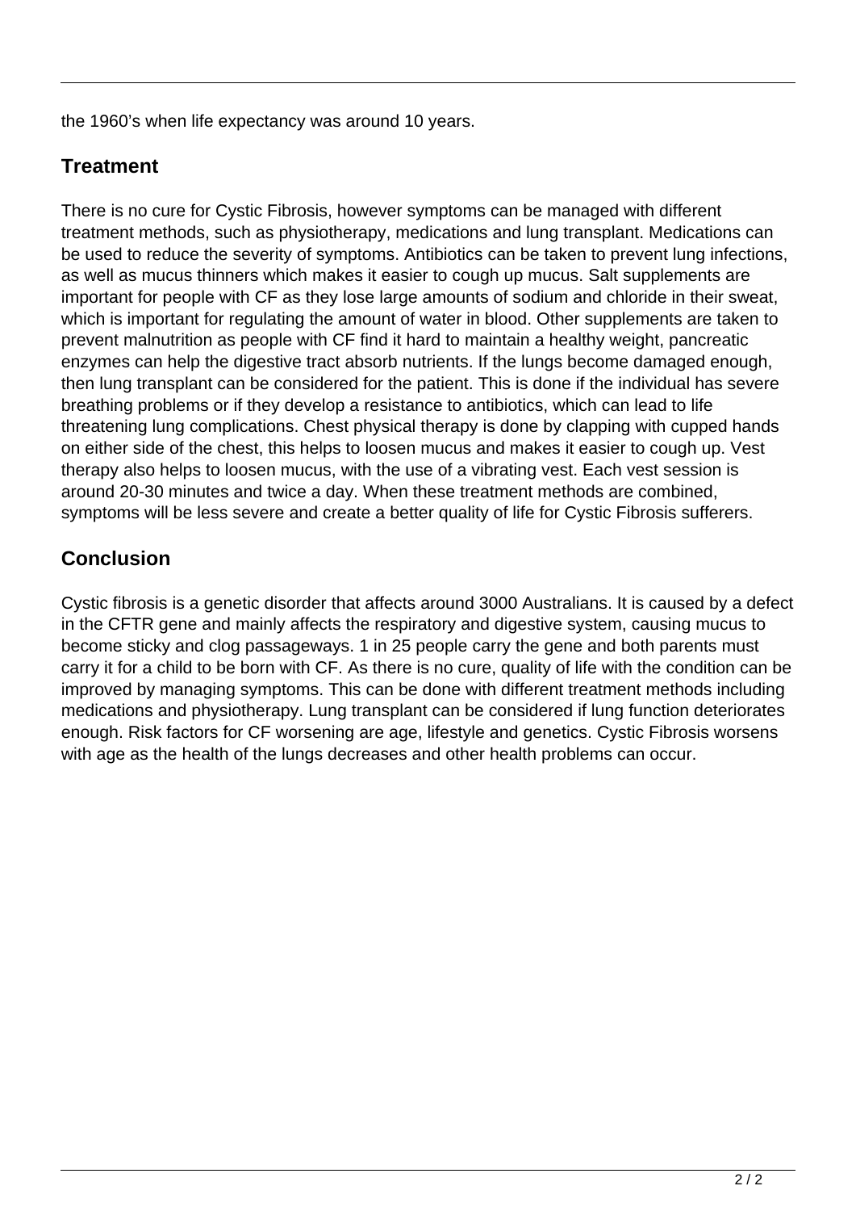the 1960's when life expectancy was around 10 years.

## Treatment

There is no cure for Cystic Fibrosis, however symptoms can be managed with different treatment methods, such as physiotherapy, medications and lung transplant. Medications can be used to reduce the severity of symptoms. Antibiotics can be taken to prevent lung infections, as well as mucus thinners which makes it easier to cough up mucus. Salt supplements are important for people with CF as they lose large amounts of sodium and chloride in their sweat, which is important for regulating the amount of water in blood. Other supplements are taken to prevent malnutrition as people with CF find it hard to maintain a healthy weight, pancreatic enzymes can help the digestive tract absorb nutrients. If the lungs become damaged enough, then lung transplant can be considered for the patient. This is done if the individual has severe breathing problems or if they develop a resistance to antibiotics, which can lead to life threatening lung complications. Chest physical therapy is done by clapping with cupped hands on either side of the chest, this helps to loosen mucus and makes it easier to cough up. Vest therapy also helps to loosen mucus, with the use of a vibrating vest. Each vest session is around 20-30 minutes and twice a day. When these treatment methods are combined, symptoms will be less severe and create a better quality of life for Cystic Fibrosis sufferers.

## Conclusion

Cystic fibrosis is a genetic disorder that affects around 3000 Australians. It is caused by a defect in the CFTR gene and mainly affects the respiratory and digestive system, causing mucus to become sticky and clog passageways. 1 in 25 people carry the gene and both parents must carry it for a child to be born with CF. As there is no cure, quality of life with the condition can be improved by managing symptoms. This can be done with different treatment methods including medications and physiotherapy. Lung transplant can be considered if lung function deteriorates enough. Risk factors for CF worsening are age, lifestyle and genetics. Cystic Fibrosis worsens with age as the health of the lungs decreases and other health problems can occur.